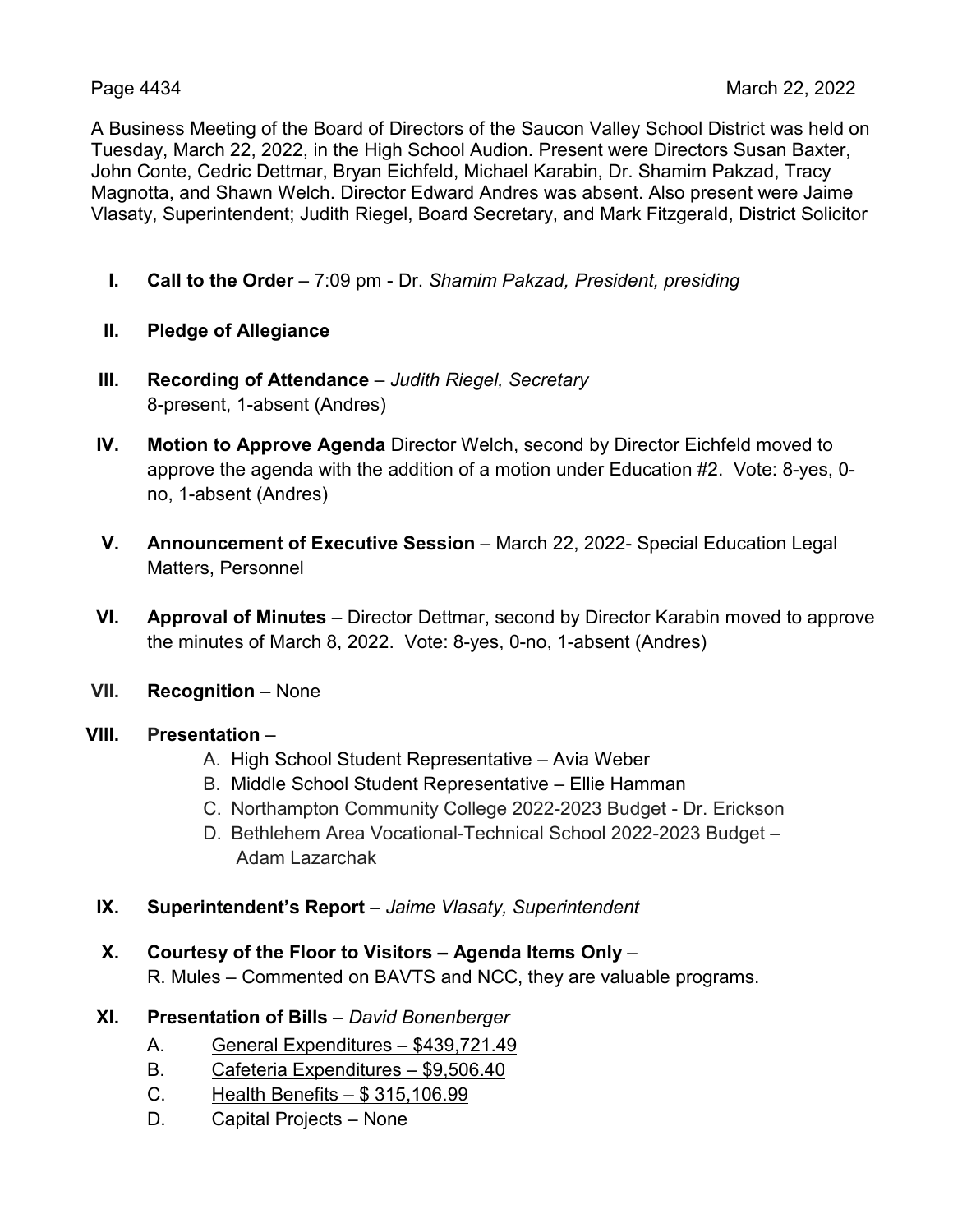A Business Meeting of the Board of Directors of the Saucon Valley School District was held on Tuesday, March 22, 2022, in the High School Audion. Present were Directors Susan Baxter, John Conte, Cedric Dettmar, Bryan Eichfeld, Michael Karabin, Dr. Shamim Pakzad, Tracy Magnotta, and Shawn Welch. Director Edward Andres was absent. Also present were Jaime Vlasaty, Superintendent; Judith Riegel, Board Secretary, and Mark Fitzgerald, District Solicitor

I. **Call to the Order** – 7:09 pm - Dr. *Shamim Pakzad, President, presiding*

II. **Pledge of Allegiance**

III. **Recording of Attendance** – *Judith Riegel, Secretary*
8-present, 1-absent (Andres)

IV. **Motion to Approve Agenda** Director Welch, second by Director Eichfeld moved to approve the agenda with the addition of a motion under Education #2. Vote: 8-yes, 0-no, 1-absent (Andres)

V. **Announcement of Executive Session** – March 22, 2022- Special Education Legal Matters, Personnel

VI. **Approval of Minutes** – Director Dettmar, second by Director Karabin moved to approve the minutes of March 8, 2022. Vote: 8-yes, 0-no, 1-absent (Andres)

VII. **Recognition** – None

VIII. **Presentation** –
   A. High School Student Representative – Avia Weber
   B. Middle School Student Representative – Ellie Hamman
   C. Northampton Community College 2022-2023 Budget - Dr. Erickson
   D. Bethlehem Area Vocational-Technical School 2022-2023 Budget – Adam Lazarchak

IX. **Superintendent's Report** – *Jaime Vlasaty, Superintendent*

X. **Courtesy of the Floor to Visitors – Agenda Items Only** –
R. Mules – Commented on BAVTS and NCC, they are valuable programs.

XI. **Presentation of Bills** – *David Bonenberger*
   A. General Expenditures – $439,721.49
   B. Cafeteria Expenditures – $9,506.40
   C. Health Benefits – $ 315,106.99
   D. Capital Projects – None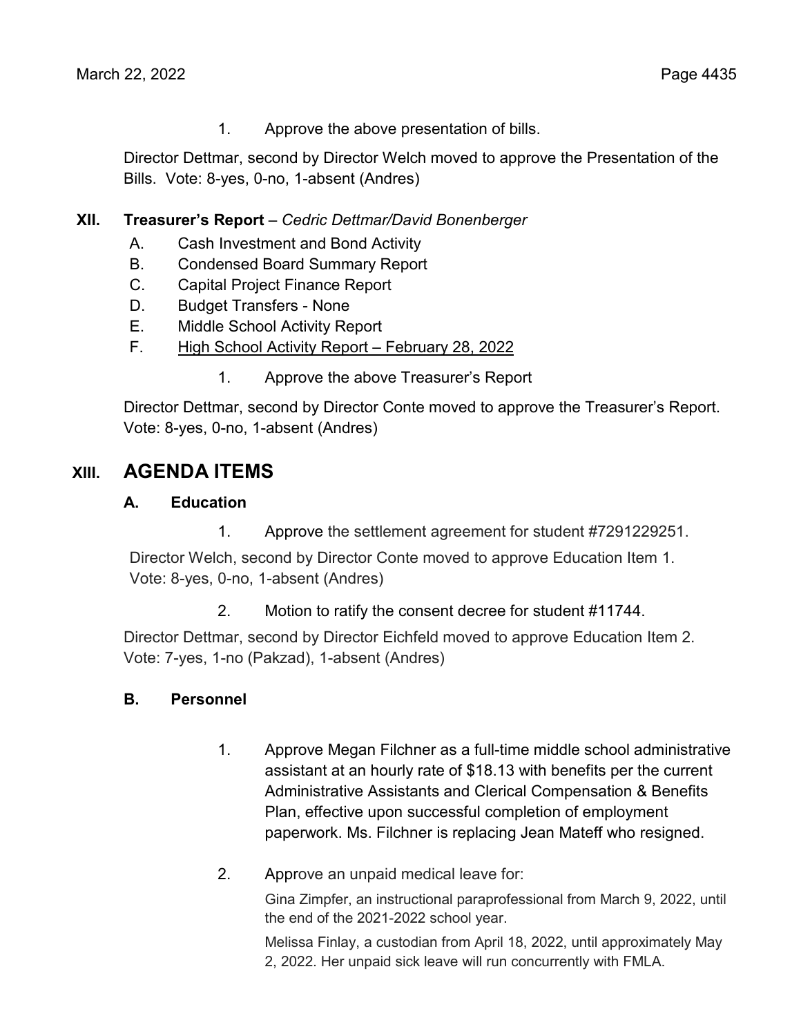1. Approve the above presentation of bills.

Director Dettmar, second by Director Welch moved to approve the Presentation of the Bills. Vote: 8-yes, 0-no, 1-absent (Andres)

## XII. Treasurer's Report – *Cedric Dettmar/David Bonenberger*

A. Cash Investment and Bond Activity
B. Condensed Board Summary Report
C. Capital Project Finance Report
D. Budget Transfers - None
E. Middle School Activity Report
F. High School Activity Report – February 28, 2022

1. Approve the above Treasurer's Report

Director Dettmar, second by Director Conte moved to approve the Treasurer's Report. Vote: 8-yes, 0-no, 1-absent (Andres)

# XIII. AGENDA ITEMS

### A. Education

1. Approve the settlement agreement for student #7291229251.

Director Welch, second by Director Conte moved to approve Education Item 1. Vote: 8-yes, 0-no, 1-absent (Andres)

2. Motion to ratify the consent decree for student #11744.

Director Dettmar, second by Director Eichfeld moved to approve Education Item 2. Vote: 7-yes, 1-no (Pakzad), 1-absent (Andres)

### B. Personnel

1. Approve Megan Filchner as a full-time middle school administrative assistant at an hourly rate of $18.13 with benefits per the current Administrative Assistants and Clerical Compensation & Benefits Plan, effective upon successful completion of employment paperwork. Ms. Filchner is replacing Jean Mateff who resigned.

2. Approve an unpaid medical leave for:

   Gina Zimpfer, an instructional paraprofessional from March 9, 2022, until the end of the 2021-2022 school year.

   Melissa Finlay, a custodian from April 18, 2022, until approximately May 2, 2022. Her unpaid sick leave will run concurrently with FMLA.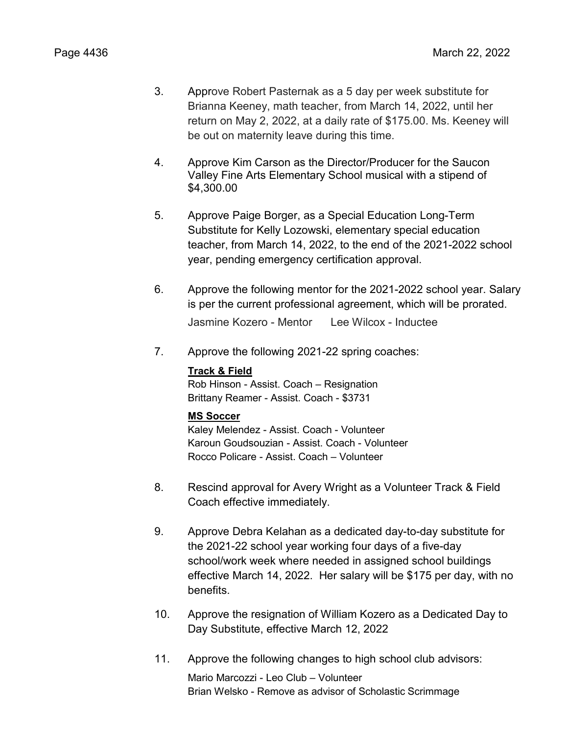3. Approve Robert Pasternak as a 5 day per week substitute for Brianna Keeney, math teacher, from March 14, 2022, until her return on May 2, 2022, at a daily rate of $175.00. Ms. Keeney will be out on maternity leave during this time.

4. Approve Kim Carson as the Director/Producer for the Saucon Valley Fine Arts Elementary School musical with a stipend of $4,300.00

5. Approve Paige Borger, as a Special Education Long-Term Substitute for Kelly Lozowski, elementary special education teacher, from March 14, 2022, to the end of the 2021-2022 school year, pending emergency certification approval.

6. Approve the following mentor for the 2021-2022 school year. Salary is per the current professional agreement, which will be prorated.

   Jasmine Kozero - Mentor    Lee Wilcox - Inductee

7. Approve the following 2021-22 spring coaches:

   **<u>Track & Field</u>**
   Rob Hinson - Assist. Coach – Resignation
   Brittany Reamer - Assist. Coach - $3731

   **<u>MS Soccer</u>**
   Kaley Melendez - Assist. Coach - Volunteer
   Karoun Goudsouzian - Assist. Coach - Volunteer
   Rocco Policare - Assist. Coach – Volunteer

8. Rescind approval for Avery Wright as a Volunteer Track & Field Coach effective immediately.

9. Approve Debra Kelahan as a dedicated day-to-day substitute for the 2021-22 school year working four days of a five-day school/work week where needed in assigned school buildings effective March 14, 2022. Her salary will be $175 per day, with no benefits.

10. Approve the resignation of William Kozero as a Dedicated Day to Day Substitute, effective March 12, 2022

11. Approve the following changes to high school club advisors:

    Mario Marcozzi - Leo Club – Volunteer
    Brian Welsko - Remove as advisor of Scholastic Scrimmage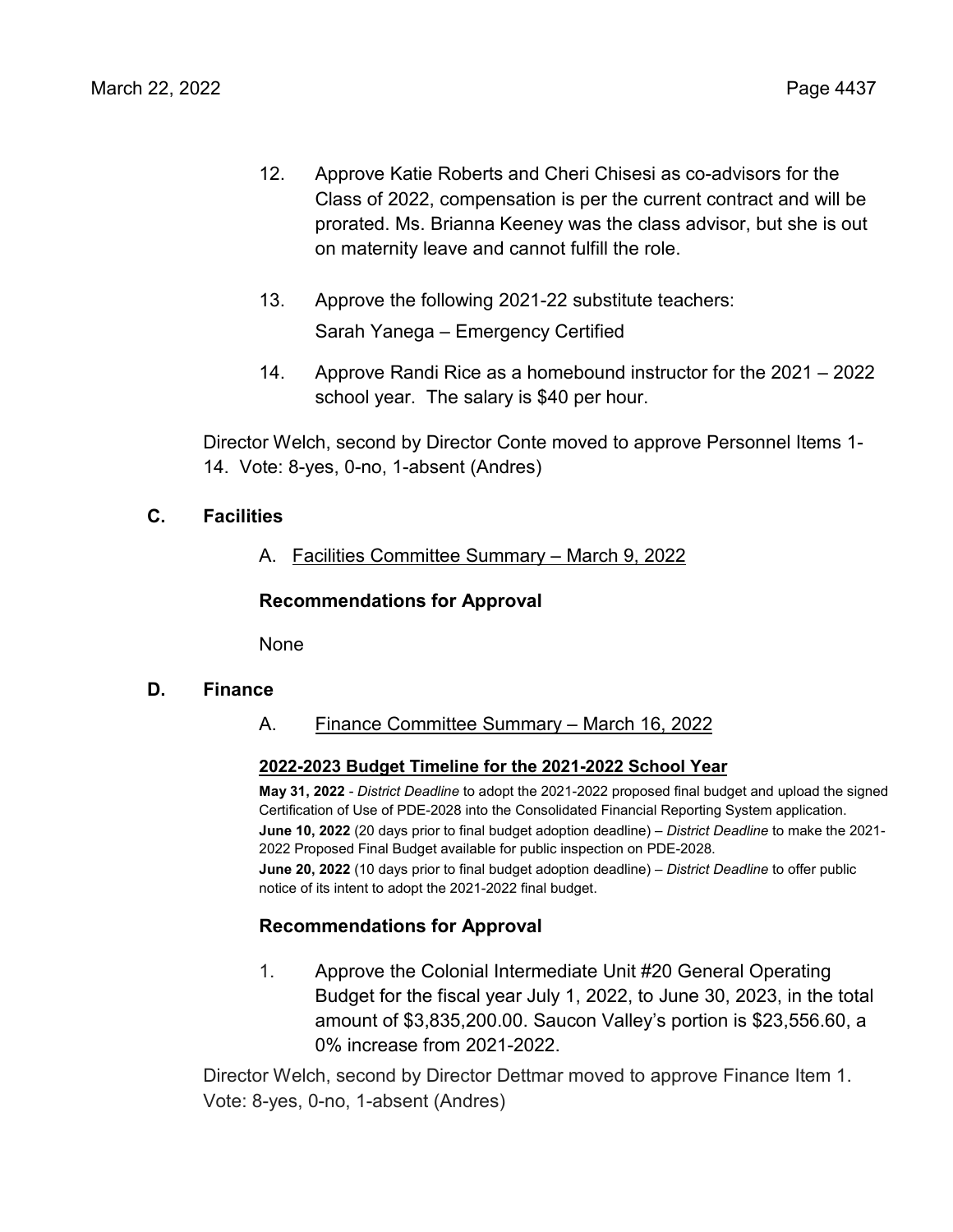12. Approve Katie Roberts and Cheri Chisesi as co-advisors for the Class of 2022, compensation is per the current contract and will be prorated. Ms. Brianna Keeney was the class advisor, but she is out on maternity leave and cannot fulfill the role.

13. Approve the following 2021-22 substitute teachers:
    Sarah Yanega – Emergency Certified

14. Approve Randi Rice as a homebound instructor for the 2021 – 2022 school year. The salary is $40 per hour.

Director Welch, second by Director Conte moved to approve Personnel Items 1-14. Vote: 8-yes, 0-no, 1-absent (Andres)

## C. Facilities

A. <u>Facilities Committee Summary – March 9, 2022</u>

### Recommendations for Approval

None

## D. Finance

A. <u>Finance Committee Summary – March 16, 2022</u>

**<u>2022-2023 Budget Timeline for the 2021-2022 School Year</u>**

**May 31, 2022** - *District Deadline* to adopt the 2021-2022 proposed final budget and upload the signed Certification of Use of PDE-2028 into the Consolidated Financial Reporting System application.
**June 10, 2022** (20 days prior to final budget adoption deadline) – *District Deadline* to make the 2021-2022 Proposed Final Budget available for public inspection on PDE-2028.
**June 20, 2022** (10 days prior to final budget adoption deadline) – *District Deadline* to offer public notice of its intent to adopt the 2021-2022 final budget.

### Recommendations for Approval

1. Approve the Colonial Intermediate Unit #20 General Operating Budget for the fiscal year July 1, 2022, to June 30, 2023, in the total amount of $3,835,200.00. Saucon Valley's portion is $23,556.60, a 0% increase from 2021-2022.

Director Welch, second by Director Dettmar moved to approve Finance Item 1. Vote: 8-yes, 0-no, 1-absent (Andres)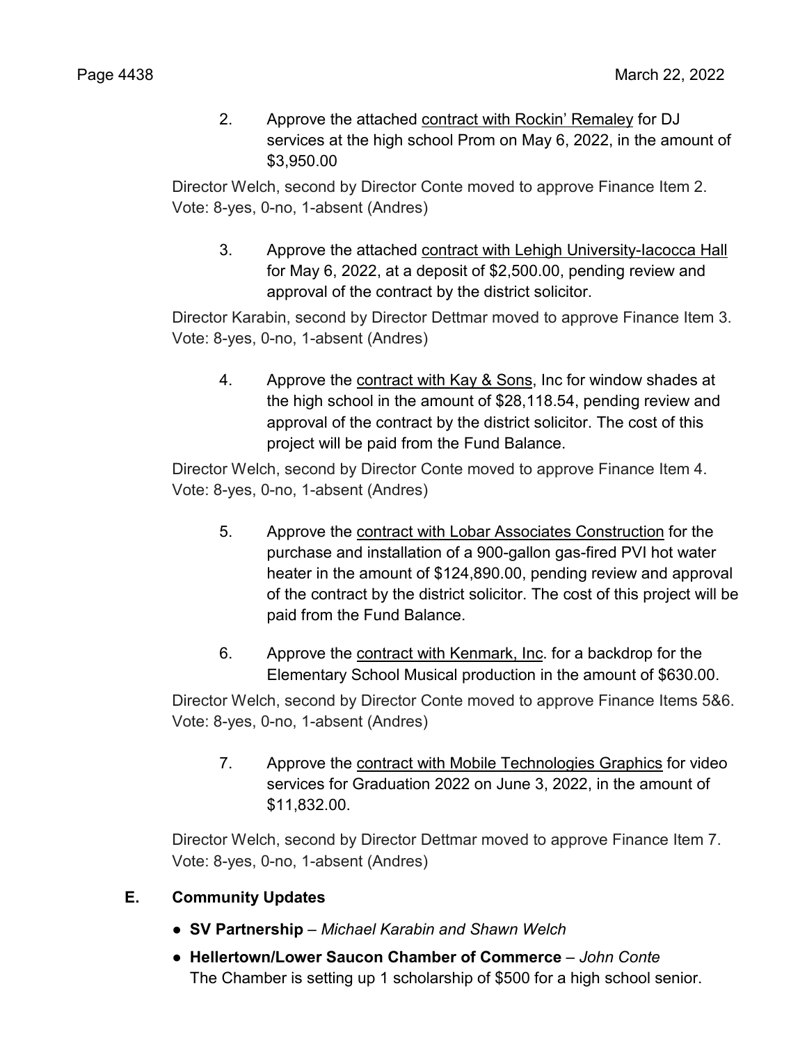2. Approve the attached contract with Rockin' Remaley for DJ services at the high school Prom on May 6, 2022, in the amount of $3,950.00

Director Welch, second by Director Conte moved to approve Finance Item 2. Vote: 8-yes, 0-no, 1-absent (Andres)

3. Approve the attached contract with Lehigh University-Iacocca Hall for May 6, 2022, at a deposit of $2,500.00, pending review and approval of the contract by the district solicitor.

Director Karabin, second by Director Dettmar moved to approve Finance Item 3. Vote: 8-yes, 0-no, 1-absent (Andres)

4. Approve the contract with Kay & Sons, Inc for window shades at the high school in the amount of $28,118.54, pending review and approval of the contract by the district solicitor. The cost of this project will be paid from the Fund Balance.

Director Welch, second by Director Conte moved to approve Finance Item 4. Vote: 8-yes, 0-no, 1-absent (Andres)

5. Approve the contract with Lobar Associates Construction for the purchase and installation of a 900-gallon gas-fired PVI hot water heater in the amount of $124,890.00, pending review and approval of the contract by the district solicitor. The cost of this project will be paid from the Fund Balance.

6. Approve the contract with Kenmark, Inc. for a backdrop for the Elementary School Musical production in the amount of $630.00.

Director Welch, second by Director Conte moved to approve Finance Items 5&6. Vote: 8-yes, 0-no, 1-absent (Andres)

7. Approve the contract with Mobile Technologies Graphics for video services for Graduation 2022 on June 3, 2022, in the amount of $11,832.00.

Director Welch, second by Director Dettmar moved to approve Finance Item 7. Vote: 8-yes, 0-no, 1-absent (Andres)

## E. Community Updates

- **SV Partnership** – *Michael Karabin and Shawn Welch*
- **Hellertown/Lower Saucon Chamber of Commerce** – *John Conte*
  The Chamber is setting up 1 scholarship of $500 for a high school senior.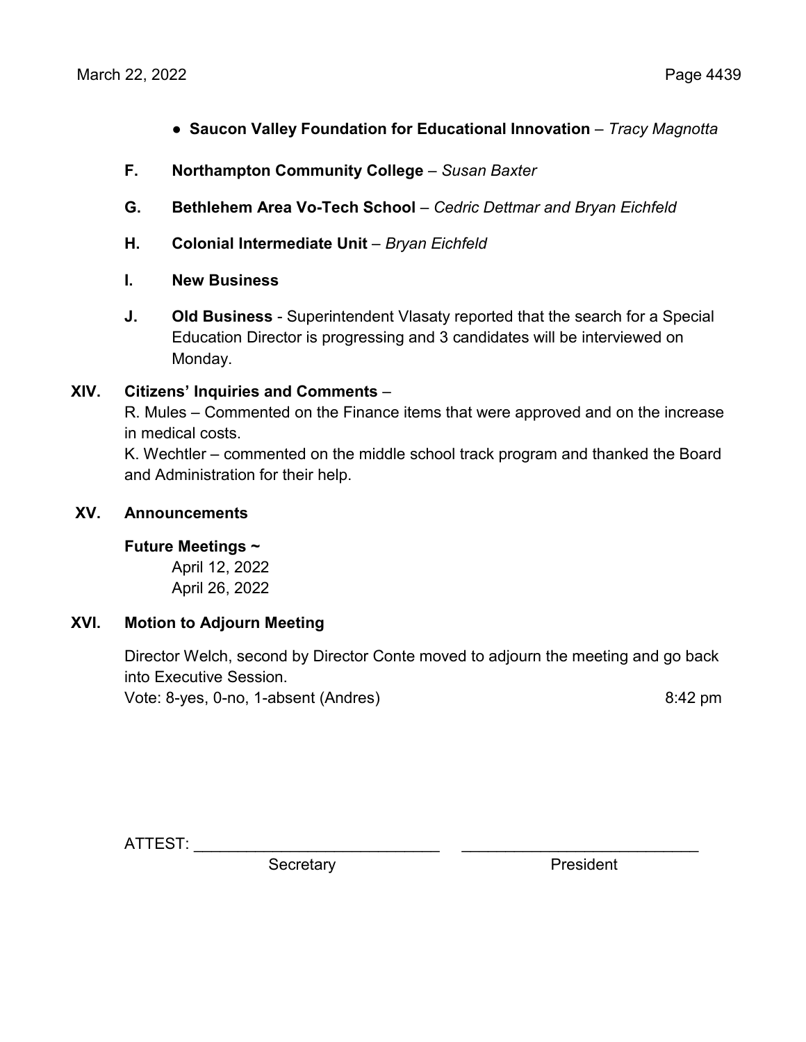- **Saucon Valley Foundation for Educational Innovation** – *Tracy Magnotta*

**F.** **Northampton Community College** – *Susan Baxter*

**G.** **Bethlehem Area Vo-Tech School** – *Cedric Dettmar and Bryan Eichfeld*

**H.** **Colonial Intermediate Unit** – *Bryan Eichfeld*

**I.** **New Business**

**J.** **Old Business** - Superintendent Vlasaty reported that the search for a Special Education Director is progressing and 3 candidates will be interviewed on Monday.

## XIV. Citizens' Inquiries and Comments –

R. Mules – Commented on the Finance items that were approved and on the increase in medical costs.

K. Wechtler – commented on the middle school track program and thanked the Board and Administration for their help.

## XV. Announcements

**Future Meetings ~**

April 12, 2022
April 26, 2022

## XVI. Motion to Adjourn Meeting

Director Welch, second by Director Conte moved to adjourn the meeting and go back into Executive Session.

Vote: 8-yes, 0-no, 1-absent (Andres) 8:42 pm

ATTEST: ____________________________ ____________________________

Secretary President